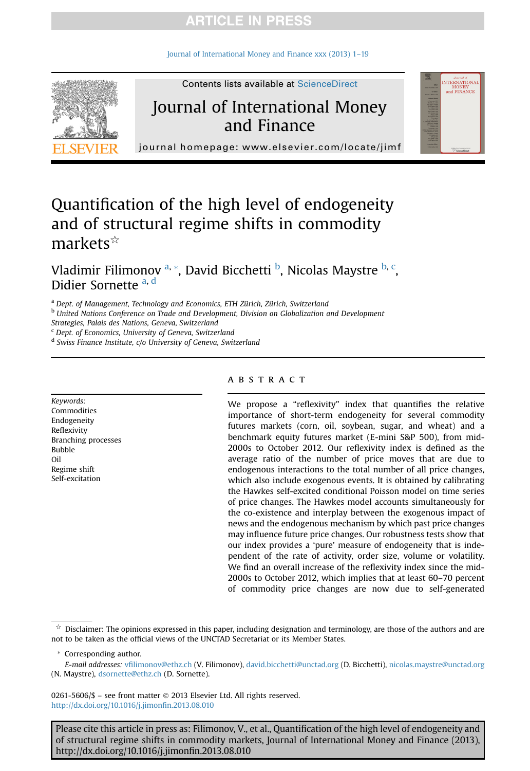# Quantification of the high level of endogeneity and of structural regime shifts in commodity markets☆

Vladimir Filimonov [a,*], David Bicchetti [b], Nicolas Maystre [b,c], Didier Sornette [a,d]

[a] Dept. of Management, Technology and Economics, ETH Zürich, Zürich, Switzerland

[b] United Nations Conference on Trade and Development, Division on Globalization and Development Strategies, Palais des Nations, Geneva, Switzerland

[c] Dept. of Economics, University of Geneva, Switzerland

[d] Swiss Finance Institute, c/o University of Geneva, Switzerland

*Keywords:*
Commodities
Endogeneity
Reflexivity
Branching processes
Bubble
Oil
Regime shift
Self-excitation

## ABSTRACT

We propose a "reflexivity" index that quantifies the relative importance of short-term endogeneity for several commodity futures markets (corn, oil, soybean, sugar, and wheat) and a benchmark equity futures market (E-mini S&P 500), from mid-2000s to October 2012. Our reflexivity index is defined as the average ratio of the number of price moves that are due to endogenous interactions to the total number of all price changes, which also include exogenous events. It is obtained by calibrating the Hawkes self-excited conditional Poisson model on time series of price changes. The Hawkes model accounts simultaneously for the co-existence and interplay between the exogenous impact of news and the endogenous mechanism by which past price changes may influence future price changes. Our robustness tests show that our index provides a 'pure' measure of endogeneity that is independent of the rate of activity, order size, volume or volatility. We find an overall increase of the reflexivity index since the mid-2000s to October 2012, which implies that at least 60–70 percent of commodity price changes are now due to self-generated

☆ Disclaimer: The opinions expressed in this paper, including designation and terminology, are those of the authors and are not to be taken as the official views of the UNCTAD Secretariat or its Member States.

\* Corresponding author.
E-mail addresses: vfilimonov@ethz.ch (V. Filimonov), david.bicchetti@unctad.org (D. Bicchetti), nicolas.maystre@unctad.org (N. Maystre), dsornette@ethz.ch (D. Sornette).

0261-5606/$ – see front matter © 2013 Elsevier Ltd. All rights reserved.
http://dx.doi.org/10.1016/j.jimonfin.2013.08.010

Please cite this article in press as: Filimonov, V., et al., Quantification of the high level of endogeneity and of structural regime shifts in commodity markets, Journal of International Money and Finance (2013), http://dx.doi.org/10.1016/j.jimonfin.2013.08.010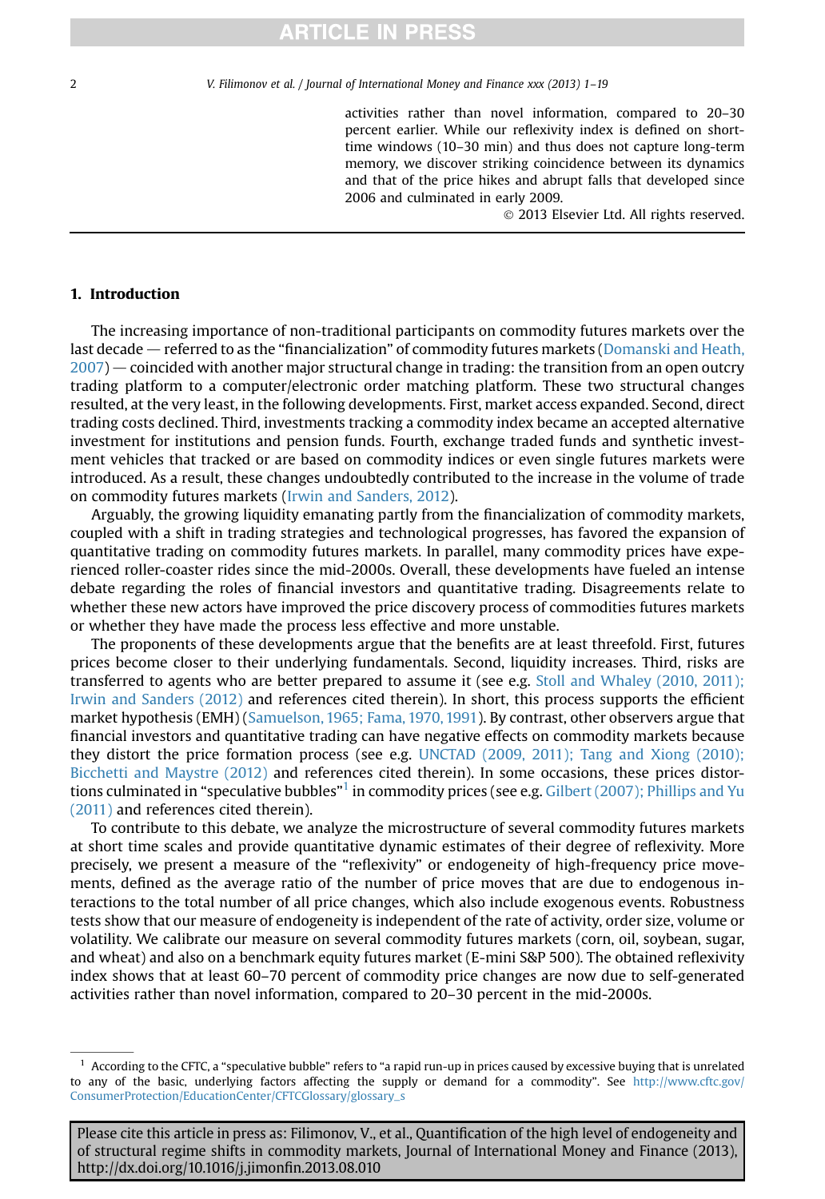activities rather than novel information, compared to 20–30 percent earlier. While our reflexivity index is defined on short-time windows (10–30 min) and thus does not capture long-term memory, we discover striking coincidence between its dynamics and that of the price hikes and abrupt falls that developed since 2006 and culminated in early 2009.

© 2013 Elsevier Ltd. All rights reserved.

## 1. Introduction

The increasing importance of non-traditional participants on commodity futures markets over the last decade — referred to as the "financialization" of commodity futures markets (Domanski and Heath, 2007) — coincided with another major structural change in trading: the transition from an open outcry trading platform to a computer/electronic order matching platform. These two structural changes resulted, at the very least, in the following developments. First, market access expanded. Second, direct trading costs declined. Third, investments tracking a commodity index became an accepted alternative investment for institutions and pension funds. Fourth, exchange traded funds and synthetic investment vehicles that tracked or are based on commodity indices or even single futures markets were introduced. As a result, these changes undoubtedly contributed to the increase in the volume of trade on commodity futures markets (Irwin and Sanders, 2012).

Arguably, the growing liquidity emanating partly from the financialization of commodity markets, coupled with a shift in trading strategies and technological progresses, has favored the expansion of quantitative trading on commodity futures markets. In parallel, many commodity prices have experienced roller-coaster rides since the mid-2000s. Overall, these developments have fueled an intense debate regarding the roles of financial investors and quantitative trading. Disagreements relate to whether these new actors have improved the price discovery process of commodities futures markets or whether they have made the process less effective and more unstable.

The proponents of these developments argue that the benefits are at least threefold. First, futures prices become closer to their underlying fundamentals. Second, liquidity increases. Third, risks are transferred to agents who are better prepared to assume it (see e.g. Stoll and Whaley (2010, 2011); Irwin and Sanders (2012) and references cited therein). In short, this process supports the efficient market hypothesis (EMH) (Samuelson, 1965; Fama, 1970, 1991). By contrast, other observers argue that financial investors and quantitative trading can have negative effects on commodity markets because they distort the price formation process (see e.g. UNCTAD (2009, 2011); Tang and Xiong (2010); Bicchetti and Maystre (2012) and references cited therein). In some occasions, these prices distortions culminated in "speculative bubbles"[1] in commodity prices (see e.g. Gilbert (2007); Phillips and Yu (2011) and references cited therein).

To contribute to this debate, we analyze the microstructure of several commodity futures markets at short time scales and provide quantitative dynamic estimates of their degree of reflexivity. More precisely, we present a measure of the "reflexivity" or endogeneity of high-frequency price movements, defined as the average ratio of the number of price moves that are due to endogenous interactions to the total number of all price changes, which also include exogenous events. Robustness tests show that our measure of endogeneity is independent of the rate of activity, order size, volume or volatility. We calibrate our measure on several commodity futures markets (corn, oil, soybean, sugar, and wheat) and also on a benchmark equity futures market (E-mini S&P 500). The obtained reflexivity index shows that at least 60–70 percent of commodity price changes are now due to self-generated activities rather than novel information, compared to 20–30 percent in the mid-2000s.

[1] According to the CFTC, a "speculative bubble" refers to "a rapid run-up in prices caused by excessive buying that is unrelated to any of the basic, underlying factors affecting the supply or demand for a commodity". See http://www.cftc.gov/ConsumerProtection/EducationCenter/CFTCGlossary/glossary_s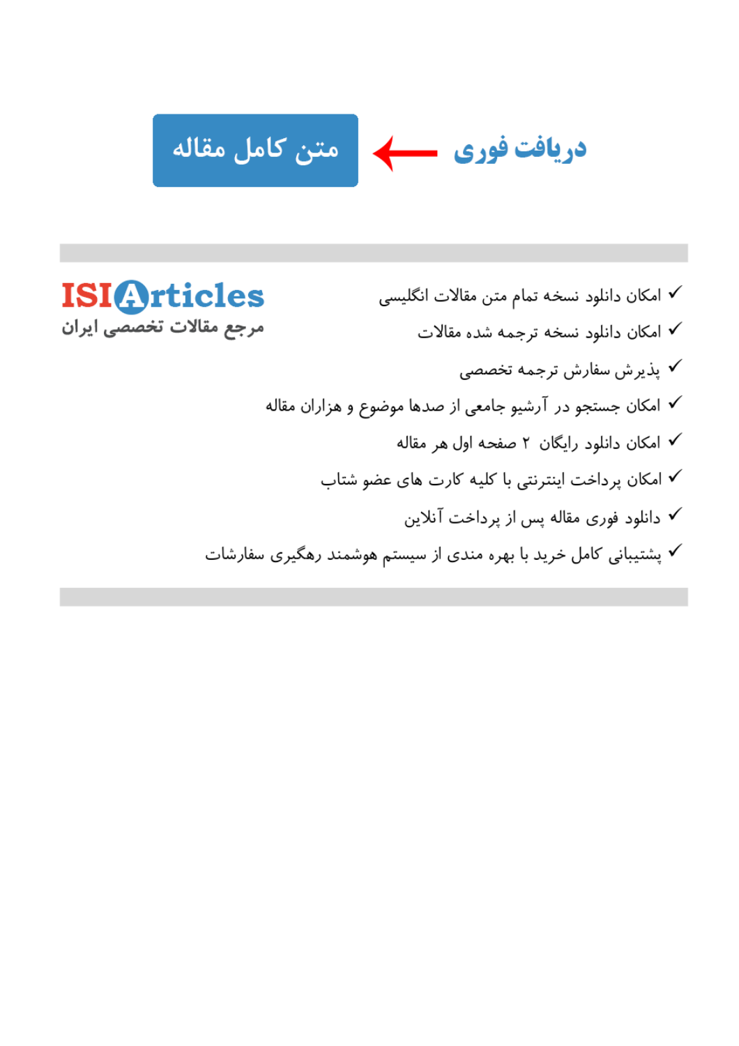دریافت فوری ← متن کامل مقاله

**ISIArticles**
مرجع مقالات تخصصی ایران

- ✓ امکان دانلود نسخه تمام متن مقالات انگلیسی
- ✓ امکان دانلود نسخه ترجمه شده مقالات
- ✓ پذیرش سفارش ترجمه تخصصی
- ✓ امکان جستجو در آرشیو جامعی از صدها موضوع و هزاران مقاله
- ✓ امکان دانلود رایگان ۲ صفحه اول هر مقاله
- ✓ امکان پرداخت اینترنتی با کلیه کارت های عضو شتاب
- ✓ دانلود فوری مقاله پس از پرداخت آنلاین
- ✓ پشتیبانی کامل خرید با بهره مندی از سیستم هوشمند رهگیری سفارشات